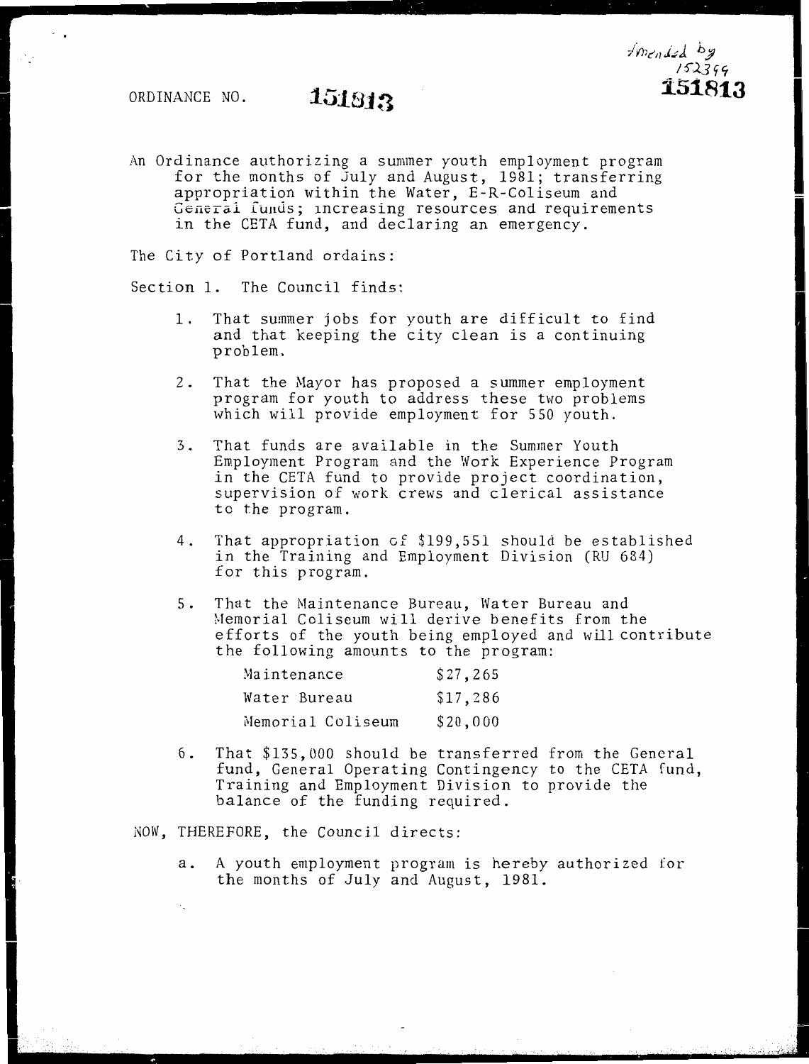Amended by 152399

151813

ORDINANCE NO. 151813

An Ordinance authorizing a summer youth employment program for the months of July and August, 1981; transferring appropriation within the Water, E-R-Coliseum and General funds; increasing resources and requirements in the CETA fund, and declaring an emergency.

The City of Portland ordains:

Section 1. The Council finds:

1. That summer jobs for youth are difficult to find and that keeping the city clean is a continuing problem.

2. That the Mayor has proposed a summer employment program for youth to address these two problems which will provide employment for 550 youth.

3. That funds are available in the Summer Youth Employment Program and the Work Experience Program in the CETA fund to provide project coordination, supervision of work crews and clerical assistance to the program.

4. That appropriation of $199,551 should be established in the Training and Employment Division (RU 684) for this program.

5. That the Maintenance Bureau, Water Bureau and Memorial Coliseum will derive benefits from the efforts of the youth being employed and will contribute the following amounts to the program:

| | |
|---|---|
| Maintenance | $27,265 |
| Water Bureau | $17,286 |
| Memorial Coliseum | $20,000 |

6. That $135,000 should be transferred from the General fund, General Operating Contingency to the CETA fund, Training and Employment Division to provide the balance of the funding required.

NOW, THEREFORE, the Council directs:

a. A youth employment program is hereby authorized for the months of July and August, 1981.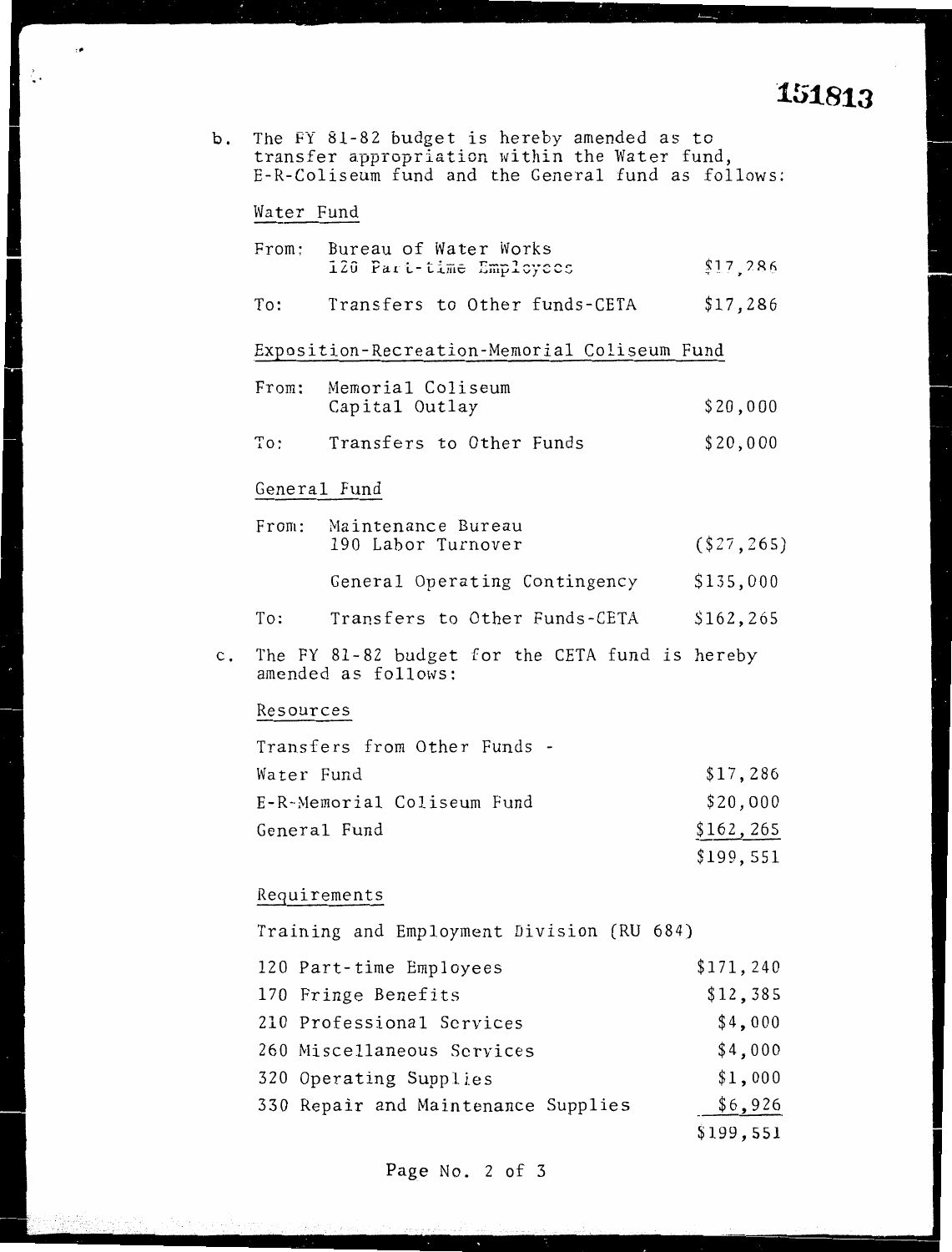151813

b. The FY 81-82 budget is hereby amended as to transfer appropriation within the Water fund, E-R-Coliseum fund and the General fund as follows:

Water Fund

| | | |
|---|---|---|
| From: | Bureau of Water Works<br>120 Part-time Employees | $17,286 |
| To: | Transfers to Other funds-CETA | $17,286 |

Exposition-Recreation-Memorial Coliseum Fund

| | | |
|---|---|---|
| From: | Memorial Coliseum<br>Capital Outlay | $20,000 |
| To: | Transfers to Other Funds | $20,000 |

General Fund

| | | |
|---|---|---|
| From: | Maintenance Bureau<br>190 Labor Turnover | ($27,265) |
| | General Operating Contingency | $135,000 |
| To: | Transfers to Other Funds-CETA | $162,265 |

c. The FY 81-82 budget for the CETA fund is hereby amended as follows:

Resources

| | |
|---|---|
| Transfers from Other Funds - | |
| Water Fund | $17,286 |
| E-R-Memorial Coliseum Fund | $20,000 |
| General Fund | $162,265 |
| | $199,551 |

Requirements

Training and Employment Division (RU 684)

| | |
|---|---|
| 120 Part-time Employees | $171,240 |
| 170 Fringe Benefits | $12,385 |
| 210 Professional Services | $4,000 |
| 260 Miscellaneous Services | $4,000 |
| 320 Operating Supplies | $1,000 |
| 330 Repair and Maintenance Supplies | $6,926 |
| | $199,551 |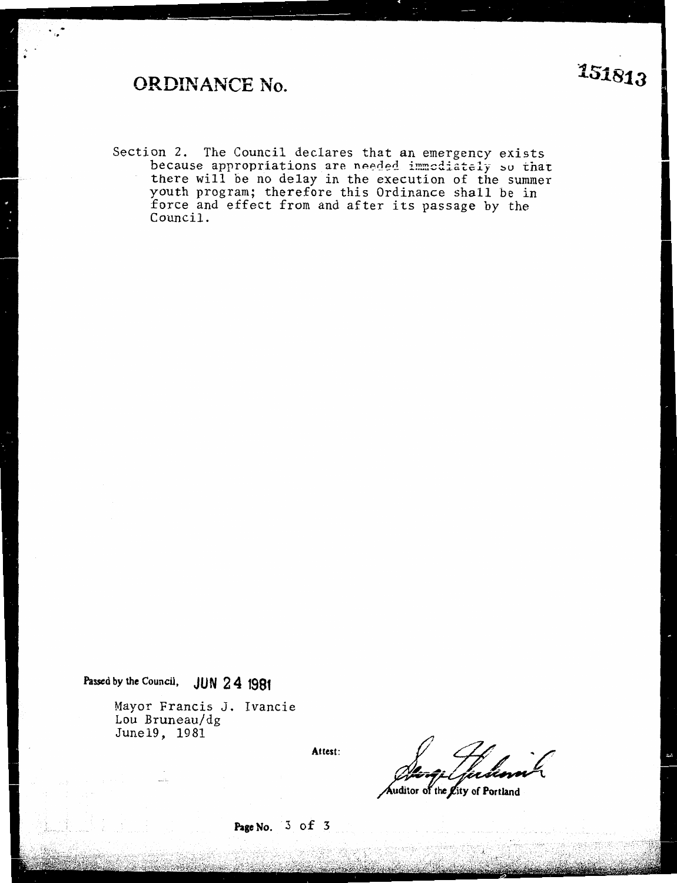# ORDINANCE No. 151813

Section 2. The Council declares that an emergency exists because appropriations are needed immediately so that there will be no delay in the execution of the summer youth program; therefore this Ordinance shall be in force and effect from and after its passage by the Council.

Passed by the Council, JUN 24 1981

Mayor Francis J. Ivancie
Lou Bruneau/dg
June19, 1981

Attest:

Auditor of the City of Portland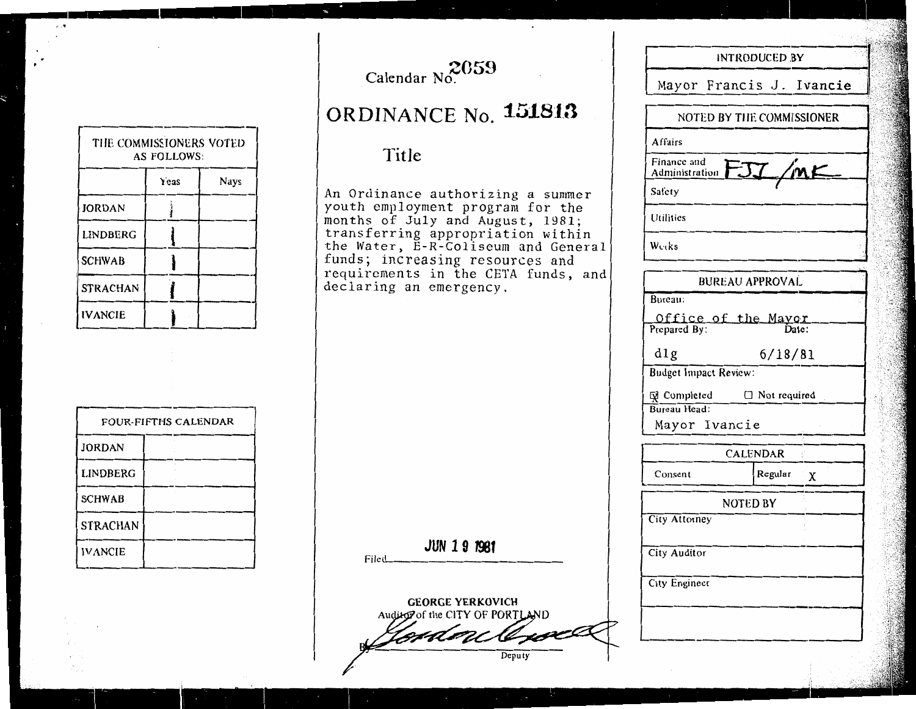| THE COMMISSIONERS VOTED AS FOLLOWS: | | |
|---|---|---|
| | Yeas | Nays |
| JORDAN | I | |
| LINDBERG | I | |
| SCHWAB | I | |
| STRACHAN | I | |
| IVANCIE | I | |

| FOUR-FIFTHS CALENDAR | |
|---|---|
| JORDAN | |
| LINDBERG | |
| SCHWAB | |
| STRACHAN | |
| IVANCIE | |

Calendar No. 2059

# ORDINANCE No. 151813

## Title

An Ordinance authorizing a summer youth employment program for the months of July and August, 1981; transferring appropriation within the Water, E-R-Coliseum and General funds; increasing resources and requirements in the CETA funds, and declaring an emergency.

Filed JUN 19 1981

GEORGE YERKOVICH
Auditor of the CITY OF PORTLAND

By [signature]
Deputy

| INTRODUCED BY |
|---|
| Mayor Francis J. Ivancie |

| NOTED BY THE COMMISSIONER | |
|---|---|
| Affairs | |
| Finance and Administration | FJI /MK |
| Safety | |
| Utilities | |
| Works | |

| BUREAU APPROVAL | |
|---|---|
| Bureau: Office of the Mayor | |
| Prepared By: dlg | Date: 6/18/81 |
| Budget Impact Review: ☒ Completed | ☐ Not required |
| Bureau Head: Mayor Ivancie | |

| CALENDAR | |
|---|---|
| Consent | Regular X |

| NOTED BY |
|---|
| City Attorney |
| City Auditor |
| City Engineer |
| |